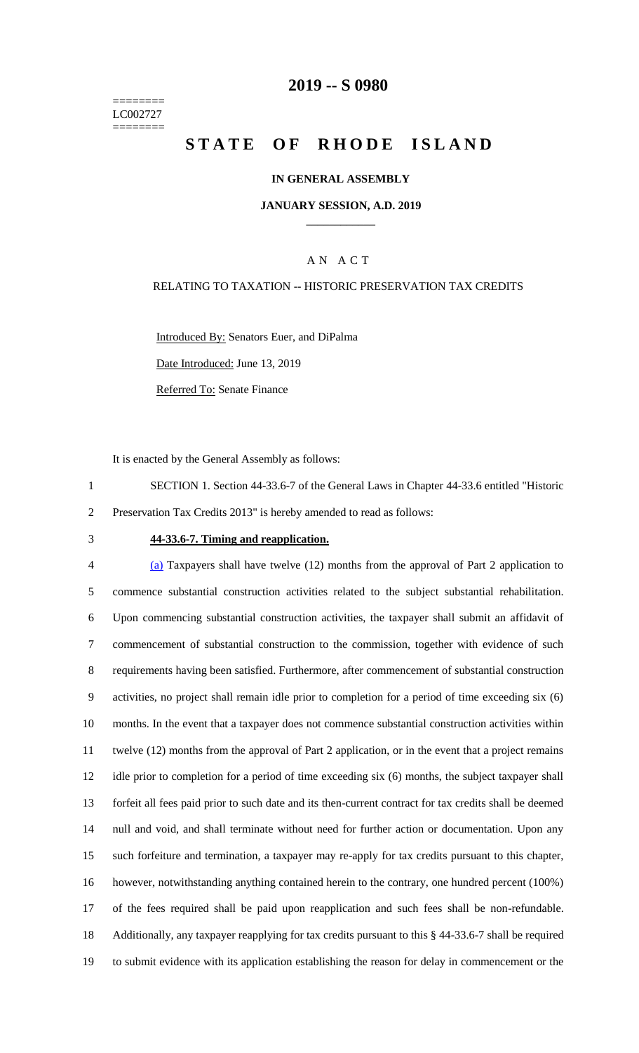========
LC002727
========

# 2019 -- S 0980

# STATE OF RHODE ISLAND

## IN GENERAL ASSEMBLY

### JANUARY SESSION, A.D. 2019

A N A C T

RELATING TO TAXATION -- HISTORIC PRESERVATION TAX CREDITS

Introduced By: Senators Euer, and DiPalma

Date Introduced: June 13, 2019

Referred To: Senate Finance

It is enacted by the General Assembly as follows:

1 SECTION 1. Section 44-33.6-7 of the General Laws in Chapter 44-33.6 entitled "Historic
2 Preservation Tax Credits 2013" is hereby amended to read as follows:

3 **44-33.6-7. Timing and reapplication.**

4 (a) Taxpayers shall have twelve (12) months from the approval of Part 2 application to
5 commence substantial construction activities related to the subject substantial rehabilitation.
6 Upon commencing substantial construction activities, the taxpayer shall submit an affidavit of
7 commencement of substantial construction to the commission, together with evidence of such
8 requirements having been satisfied. Furthermore, after commencement of substantial construction
9 activities, no project shall remain idle prior to completion for a period of time exceeding six (6)
10 months. In the event that a taxpayer does not commence substantial construction activities within
11 twelve (12) months from the approval of Part 2 application, or in the event that a project remains
12 idle prior to completion for a period of time exceeding six (6) months, the subject taxpayer shall
13 forfeit all fees paid prior to such date and its then-current contract for tax credits shall be deemed
14 null and void, and shall terminate without need for further action or documentation. Upon any
15 such forfeiture and termination, a taxpayer may re-apply for tax credits pursuant to this chapter,
16 however, notwithstanding anything contained herein to the contrary, one hundred percent (100%)
17 of the fees required shall be paid upon reapplication and such fees shall be non-refundable.
18 Additionally, any taxpayer reapplying for tax credits pursuant to this § 44-33.6-7 shall be required
19 to submit evidence with its application establishing the reason for delay in commencement or the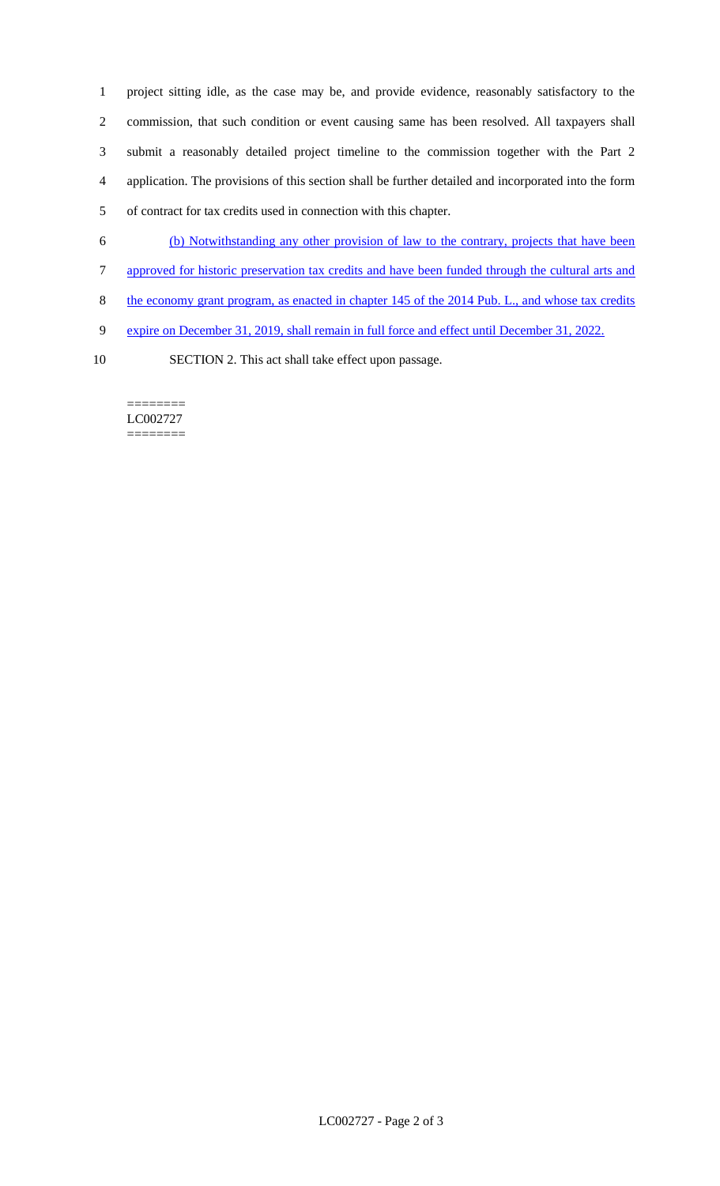project sitting idle, as the case may be, and provide evidence, reasonably satisfactory to the commission, that such condition or event causing same has been resolved. All taxpayers shall submit a reasonably detailed project timeline to the commission together with the Part 2 application. The provisions of this section shall be further detailed and incorporated into the form of contract for tax credits used in connection with this chapter.

<u>(b) Notwithstanding any other provision of law to the contrary, projects that have been approved for historic preservation tax credits and have been funded through the cultural arts and the economy grant program, as enacted in chapter 145 of the 2014 Pub. L., and whose tax credits expire on December 31, 2019, shall remain in full force and effect until December 31, 2022.</u>

SECTION 2. This act shall take effect upon passage.

========
LC002727
========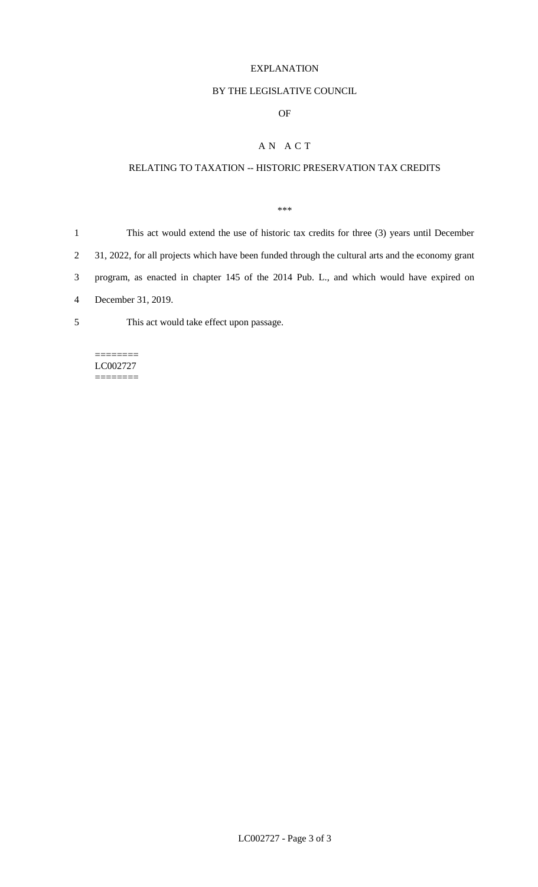EXPLANATION

BY THE LEGISLATIVE COUNCIL

OF

A N A C T

RELATING TO TAXATION -- HISTORIC PRESERVATION TAX CREDITS

\*\*\*

This act would extend the use of historic tax credits for three (3) years until December 31, 2022, for all projects which have been funded through the cultural arts and the economy grant program, as enacted in chapter 145 of the 2014 Pub. L., and which would have expired on December 31, 2019.

This act would take effect upon passage.

========
LC002727
========